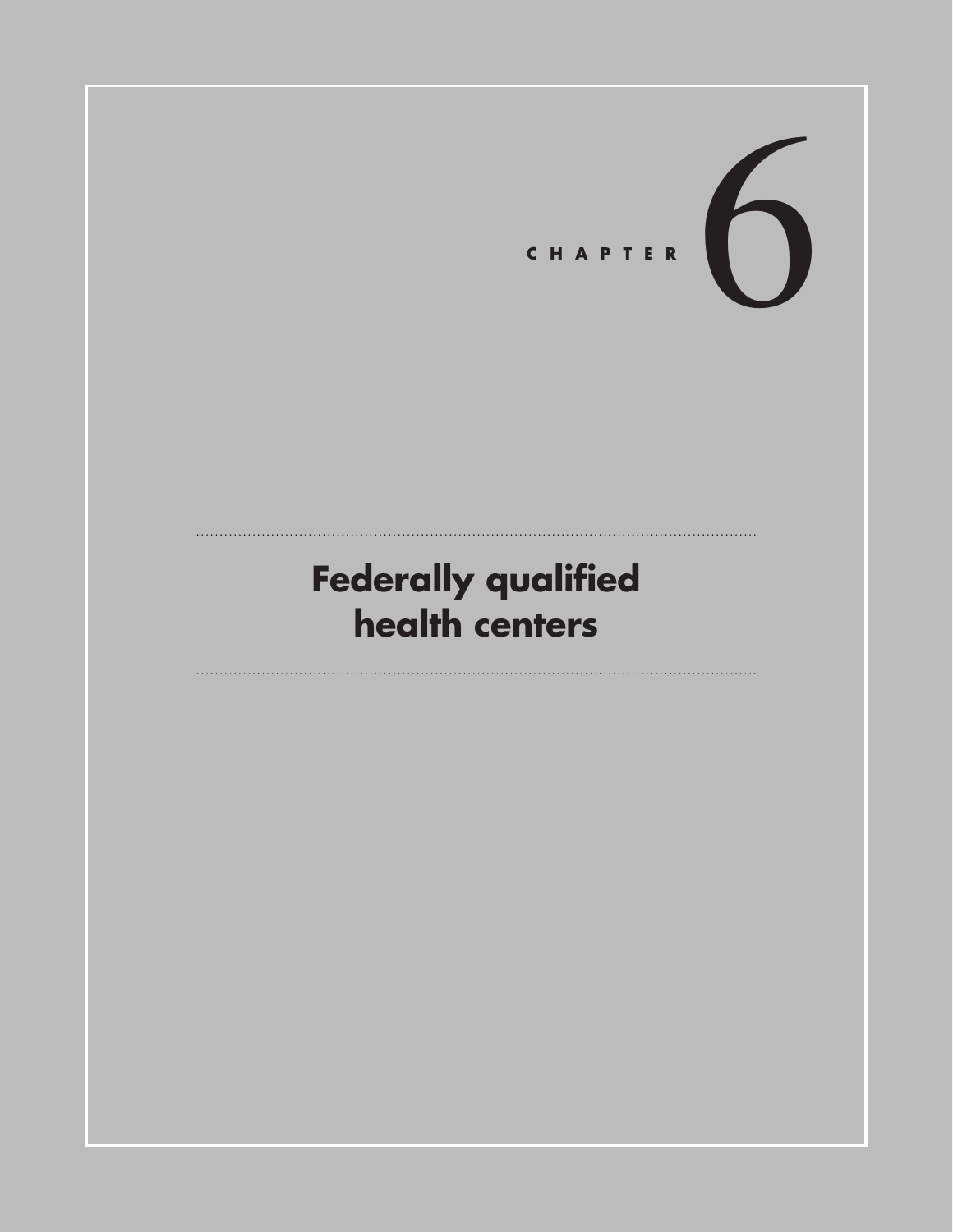CHAPTER 6

# Federally qualified health centers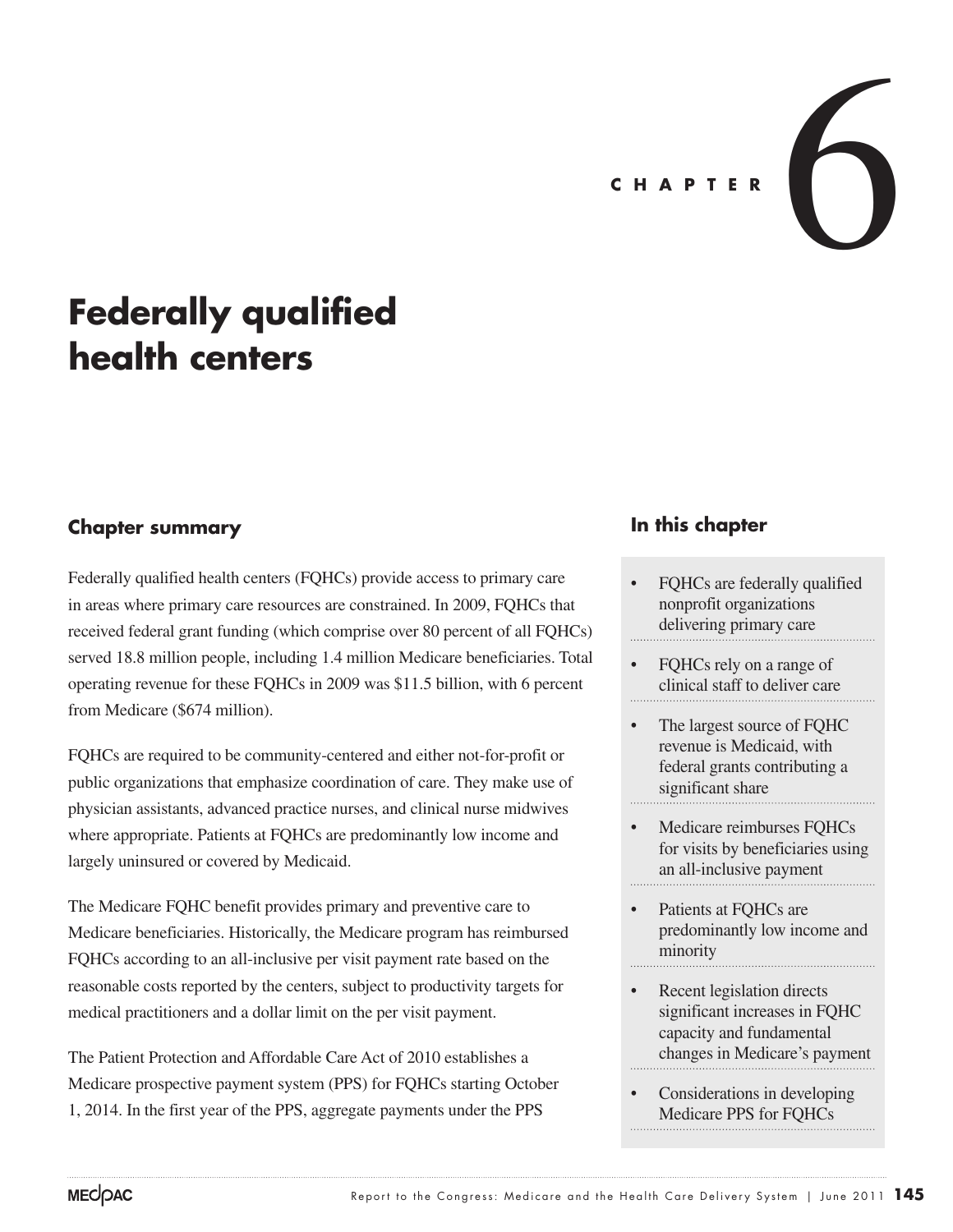# CHAPTER 6

# Federally qualified health centers

## Chapter summary

Federally qualified health centers (FQHCs) provide access to primary care in areas where primary care resources are constrained. In 2009, FQHCs that received federal grant funding (which comprise over 80 percent of all FQHCs) served 18.8 million people, including 1.4 million Medicare beneficiaries. Total operating revenue for these FQHCs in 2009 was $11.5 billion, with 6 percent from Medicare ($674 million).

FQHCs are required to be community-centered and either not-for-profit or public organizations that emphasize coordination of care. They make use of physician assistants, advanced practice nurses, and clinical nurse midwives where appropriate. Patients at FQHCs are predominantly low income and largely uninsured or covered by Medicaid.

The Medicare FQHC benefit provides primary and preventive care to Medicare beneficiaries. Historically, the Medicare program has reimbursed FQHCs according to an all-inclusive per visit payment rate based on the reasonable costs reported by the centers, subject to productivity targets for medical practitioners and a dollar limit on the per visit payment.

The Patient Protection and Affordable Care Act of 2010 establishes a Medicare prospective payment system (PPS) for FQHCs starting October 1, 2014. In the first year of the PPS, aggregate payments under the PPS

## In this chapter

- FQHCs are federally qualified nonprofit organizations delivering primary care
- FQHCs rely on a range of clinical staff to deliver care
- The largest source of FQHC revenue is Medicaid, with federal grants contributing a significant share
- Medicare reimburses FQHCs for visits by beneficiaries using an all-inclusive payment
- Patients at FQHCs are predominantly low income and minority
- Recent legislation directs significant increases in FQHC capacity and fundamental changes in Medicare's payment
- Considerations in developing Medicare PPS for FQHCs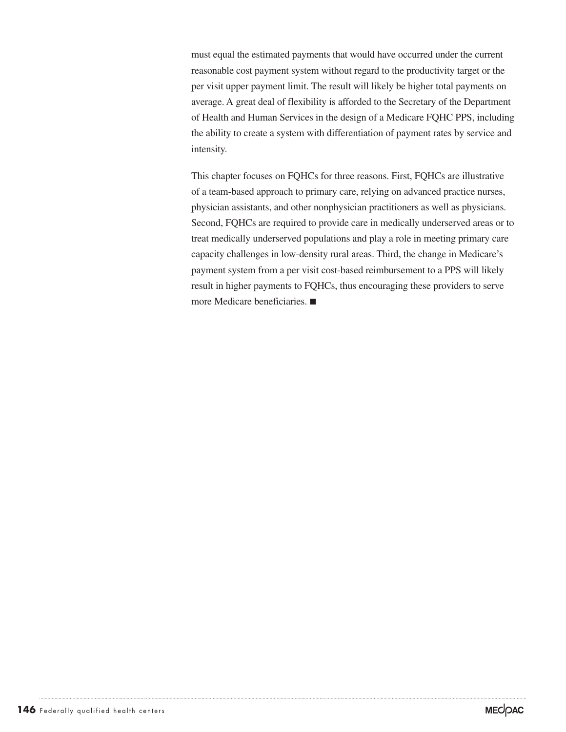must equal the estimated payments that would have occurred under the current reasonable cost payment system without regard to the productivity target or the per visit upper payment limit. The result will likely be higher total payments on average. A great deal of flexibility is afforded to the Secretary of the Department of Health and Human Services in the design of a Medicare FQHC PPS, including the ability to create a system with differentiation of payment rates by service and intensity.

This chapter focuses on FQHCs for three reasons. First, FQHCs are illustrative of a team-based approach to primary care, relying on advanced practice nurses, physician assistants, and other nonphysician practitioners as well as physicians. Second, FQHCs are required to provide care in medically underserved areas or to treat medically underserved populations and play a role in meeting primary care capacity challenges in low-density rural areas. Third, the change in Medicare's payment system from a per visit cost-based reimbursement to a PPS will likely result in higher payments to FQHCs, thus encouraging these providers to serve more Medicare beneficiaries. ■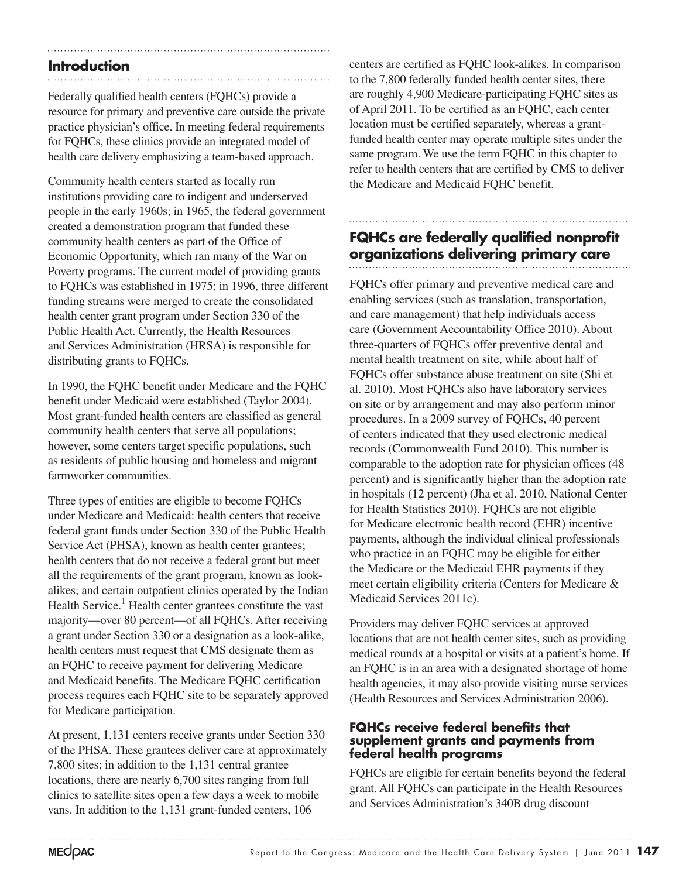## Introduction

Federally qualified health centers (FQHCs) provide a resource for primary and preventive care outside the private practice physician's office. In meeting federal requirements for FQHCs, these clinics provide an integrated model of health care delivery emphasizing a team-based approach.

Community health centers started as locally run institutions providing care to indigent and underserved people in the early 1960s; in 1965, the federal government created a demonstration program that funded these community health centers as part of the Office of Economic Opportunity, which ran many of the War on Poverty programs. The current model of providing grants to FQHCs was established in 1975; in 1996, three different funding streams were merged to create the consolidated health center grant program under Section 330 of the Public Health Act. Currently, the Health Resources and Services Administration (HRSA) is responsible for distributing grants to FQHCs.

In 1990, the FQHC benefit under Medicare and the FQHC benefit under Medicaid were established (Taylor 2004). Most grant-funded health centers are classified as general community health centers that serve all populations; however, some centers target specific populations, such as residents of public housing and homeless and migrant farmworker communities.

Three types of entities are eligible to become FQHCs under Medicare and Medicaid: health centers that receive federal grant funds under Section 330 of the Public Health Service Act (PHSA), known as health center grantees; health centers that do not receive a federal grant but meet all the requirements of the grant program, known as look-alikes; and certain outpatient clinics operated by the Indian Health Service.[1] Health center grantees constitute the vast majority—over 80 percent—of all FQHCs. After receiving a grant under Section 330 or a designation as a look-alike, health centers must request that CMS designate them as an FQHC to receive payment for delivering Medicare and Medicaid benefits. The Medicare FQHC certification process requires each FQHC site to be separately approved for Medicare participation.

At present, 1,131 centers receive grants under Section 330 of the PHSA. These grantees deliver care at approximately 7,800 sites; in addition to the 1,131 central grantee locations, there are nearly 6,700 sites ranging from full clinics to satellite sites open a few days a week to mobile vans. In addition to the 1,131 grant-funded centers, 106 centers are certified as FQHC look-alikes. In comparison to the 7,800 federally funded health center sites, there are roughly 4,900 Medicare-participating FQHC sites as of April 2011. To be certified as an FQHC, each center location must be certified separately, whereas a grant-funded health center may operate multiple sites under the same program. We use the term FQHC in this chapter to refer to health centers that are certified by CMS to deliver the Medicare and Medicaid FQHC benefit.

## FQHCs are federally qualified nonprofit organizations delivering primary care

FQHCs offer primary and preventive medical care and enabling services (such as translation, transportation, and care management) that help individuals access care (Government Accountability Office 2010). About three-quarters of FQHCs offer preventive dental and mental health treatment on site, while about half of FQHCs offer substance abuse treatment on site (Shi et al. 2010). Most FQHCs also have laboratory services on site or by arrangement and may also perform minor procedures. In a 2009 survey of FQHCs, 40 percent of centers indicated that they used electronic medical records (Commonwealth Fund 2010). This number is comparable to the adoption rate for physician offices (48 percent) and is significantly higher than the adoption rate in hospitals (12 percent) (Jha et al. 2010, National Center for Health Statistics 2010). FQHCs are not eligible for Medicare electronic health record (EHR) incentive payments, although the individual clinical professionals who practice in an FQHC may be eligible for either the Medicare or the Medicaid EHR payments if they meet certain eligibility criteria (Centers for Medicare & Medicaid Services 2011c).

Providers may deliver FQHC services at approved locations that are not health center sites, such as providing medical rounds at a hospital or visits at a patient's home. If an FQHC is in an area with a designated shortage of home health agencies, it may also provide visiting nurse services (Health Resources and Services Administration 2006).

### FQHCs receive federal benefits that supplement grants and payments from federal health programs

FQHCs are eligible for certain benefits beyond the federal grant. All FQHCs can participate in the Health Resources and Services Administration's 340B drug discount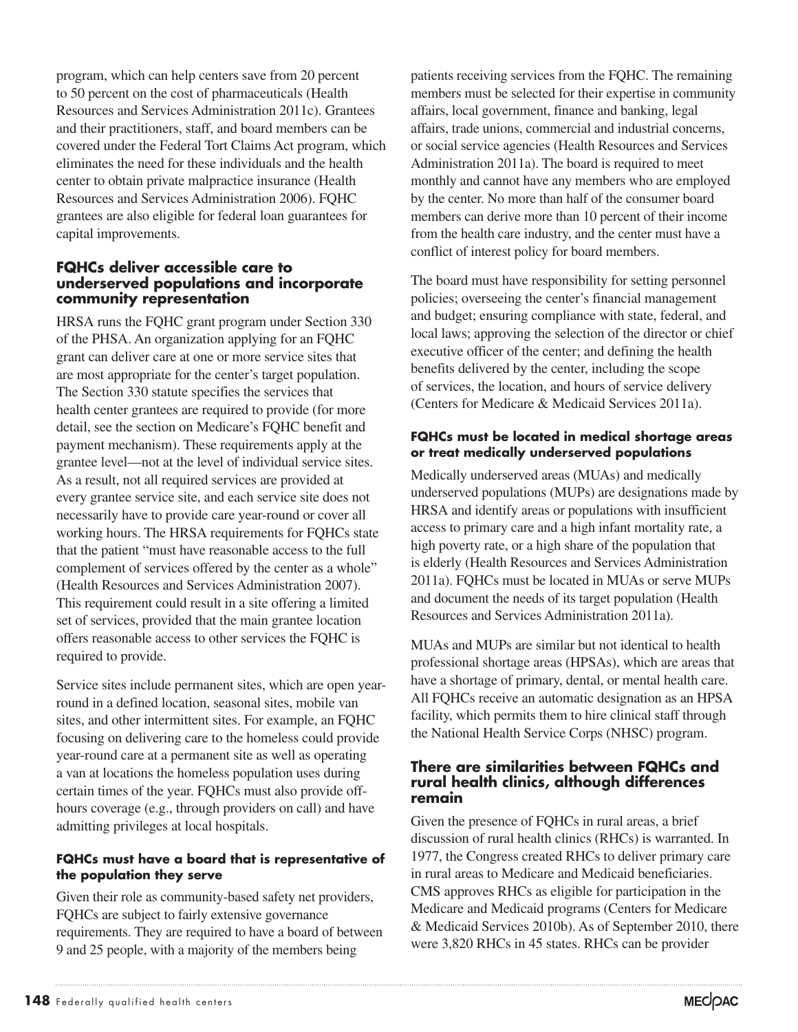program, which can help centers save from 20 percent to 50 percent on the cost of pharmaceuticals (Health Resources and Services Administration 2011c). Grantees and their practitioners, staff, and board members can be covered under the Federal Tort Claims Act program, which eliminates the need for these individuals and the health center to obtain private malpractice insurance (Health Resources and Services Administration 2006). FQHC grantees are also eligible for federal loan guarantees for capital improvements.

## FQHCs deliver accessible care to underserved populations and incorporate community representation

HRSA runs the FQHC grant program under Section 330 of the PHSA. An organization applying for an FQHC grant can deliver care at one or more service sites that are most appropriate for the center's target population. The Section 330 statute specifies the services that health center grantees are required to provide (for more detail, see the section on Medicare's FQHC benefit and payment mechanism). These requirements apply at the grantee level—not at the level of individual service sites. As a result, not all required services are provided at every grantee service site, and each service site does not necessarily have to provide care year-round or cover all working hours. The HRSA requirements for FQHCs state that the patient "must have reasonable access to the full complement of services offered by the center as a whole" (Health Resources and Services Administration 2007). This requirement could result in a site offering a limited set of services, provided that the main grantee location offers reasonable access to other services the FQHC is required to provide.

Service sites include permanent sites, which are open year-round in a defined location, seasonal sites, mobile van sites, and other intermittent sites. For example, an FQHC focusing on delivering care to the homeless could provide year-round care at a permanent site as well as operating a van at locations the homeless population uses during certain times of the year. FQHCs must also provide off-hours coverage (e.g., through providers on call) and have admitting privileges at local hospitals.

### FQHCs must have a board that is representative of the population they serve

Given their role as community-based safety net providers, FQHCs are subject to fairly extensive governance requirements. They are required to have a board of between 9 and 25 people, with a majority of the members being patients receiving services from the FQHC. The remaining members must be selected for their expertise in community affairs, local government, finance and banking, legal affairs, trade unions, commercial and industrial concerns, or social service agencies (Health Resources and Services Administration 2011a). The board is required to meet monthly and cannot have any members who are employed by the center. No more than half of the consumer board members can derive more than 10 percent of their income from the health care industry, and the center must have a conflict of interest policy for board members.

The board must have responsibility for setting personnel policies; overseeing the center's financial management and budget; ensuring compliance with state, federal, and local laws; approving the selection of the director or chief executive officer of the center; and defining the health benefits delivered by the center, including the scope of services, the location, and hours of service delivery (Centers for Medicare & Medicaid Services 2011a).

### FQHCs must be located in medical shortage areas or treat medically underserved populations

Medically underserved areas (MUAs) and medically underserved populations (MUPs) are designations made by HRSA and identify areas or populations with insufficient access to primary care and a high infant mortality rate, a high poverty rate, or a high share of the population that is elderly (Health Resources and Services Administration 2011a). FQHCs must be located in MUAs or serve MUPs and document the needs of its target population (Health Resources and Services Administration 2011a).

MUAs and MUPs are similar but not identical to health professional shortage areas (HPSAs), which are areas that have a shortage of primary, dental, or mental health care. All FQHCs receive an automatic designation as an HPSA facility, which permits them to hire clinical staff through the National Health Service Corps (NHSC) program.

## There are similarities between FQHCs and rural health clinics, although differences remain

Given the presence of FQHCs in rural areas, a brief discussion of rural health clinics (RHCs) is warranted. In 1977, the Congress created RHCs to deliver primary care in rural areas to Medicare and Medicaid beneficiaries. CMS approves RHCs as eligible for participation in the Medicare and Medicaid programs (Centers for Medicare & Medicaid Services 2010b). As of September 2010, there were 3,820 RHCs in 45 states. RHCs can be provider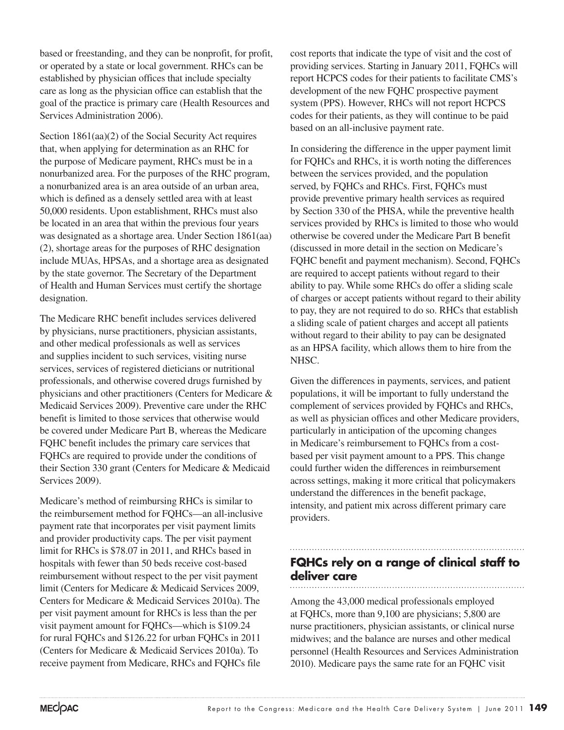based or freestanding, and they can be nonprofit, for profit, or operated by a state or local government. RHCs can be established by physician offices that include specialty care as long as the physician office can establish that the goal of the practice is primary care (Health Resources and Services Administration 2006).

Section 1861(aa)(2) of the Social Security Act requires that, when applying for determination as an RHC for the purpose of Medicare payment, RHCs must be in a nonurbanized area. For the purposes of the RHC program, a nonurbanized area is an area outside of an urban area, which is defined as a densely settled area with at least 50,000 residents. Upon establishment, RHCs must also be located in an area that within the previous four years was designated as a shortage area. Under Section 1861(aa)(2), shortage areas for the purposes of RHC designation include MUAs, HPSAs, and a shortage area as designated by the state governor. The Secretary of the Department of Health and Human Services must certify the shortage designation.

The Medicare RHC benefit includes services delivered by physicians, nurse practitioners, physician assistants, and other medical professionals as well as services and supplies incident to such services, visiting nurse services, services of registered dieticians or nutritional professionals, and otherwise covered drugs furnished by physicians and other practitioners (Centers for Medicare & Medicaid Services 2009). Preventive care under the RHC benefit is limited to those services that otherwise would be covered under Medicare Part B, whereas the Medicare FQHC benefit includes the primary care services that FQHCs are required to provide under the conditions of their Section 330 grant (Centers for Medicare & Medicaid Services 2009).

Medicare's method of reimbursing RHCs is similar to the reimbursement method for FQHCs—an all-inclusive payment rate that incorporates per visit payment limits and provider productivity caps. The per visit payment limit for RHCs is $78.07 in 2011, and RHCs based in hospitals with fewer than 50 beds receive cost-based reimbursement without respect to the per visit payment limit (Centers for Medicare & Medicaid Services 2009, Centers for Medicare & Medicaid Services 2010a). The per visit payment amount for RHCs is less than the per visit payment amount for FQHCs—which is $109.24 for rural FQHCs and $126.22 for urban FQHCs in 2011 (Centers for Medicare & Medicaid Services 2010a). To receive payment from Medicare, RHCs and FQHCs file cost reports that indicate the type of visit and the cost of providing services. Starting in January 2011, FQHCs will report HCPCS codes for their patients to facilitate CMS's development of the new FQHC prospective payment system (PPS). However, RHCs will not report HCPCS codes for their patients, as they will continue to be paid based on an all-inclusive payment rate.

In considering the difference in the upper payment limit for FQHCs and RHCs, it is worth noting the differences between the services provided, and the population served, by FQHCs and RHCs. First, FQHCs must provide preventive primary health services as required by Section 330 of the PHSA, while the preventive health services provided by RHCs is limited to those who would otherwise be covered under the Medicare Part B benefit (discussed in more detail in the section on Medicare's FQHC benefit and payment mechanism). Second, FQHCs are required to accept patients without regard to their ability to pay. While some RHCs do offer a sliding scale of charges or accept patients without regard to their ability to pay, they are not required to do so. RHCs that establish a sliding scale of patient charges and accept all patients without regard to their ability to pay can be designated as an HPSA facility, which allows them to hire from the NHSC.

Given the differences in payments, services, and patient populations, it will be important to fully understand the complement of services provided by FQHCs and RHCs, as well as physician offices and other Medicare providers, particularly in anticipation of the upcoming changes in Medicare's reimbursement to FQHCs from a cost-based per visit payment amount to a PPS. This change could further widen the differences in reimbursement across settings, making it more critical that policymakers understand the differences in the benefit package, intensity, and patient mix across different primary care providers.

## FQHCs rely on a range of clinical staff to deliver care

Among the 43,000 medical professionals employed at FQHCs, more than 9,100 are physicians; 5,800 are nurse practitioners, physician assistants, or clinical nurse midwives; and the balance are nurses and other medical personnel (Health Resources and Services Administration 2010). Medicare pays the same rate for an FQHC visit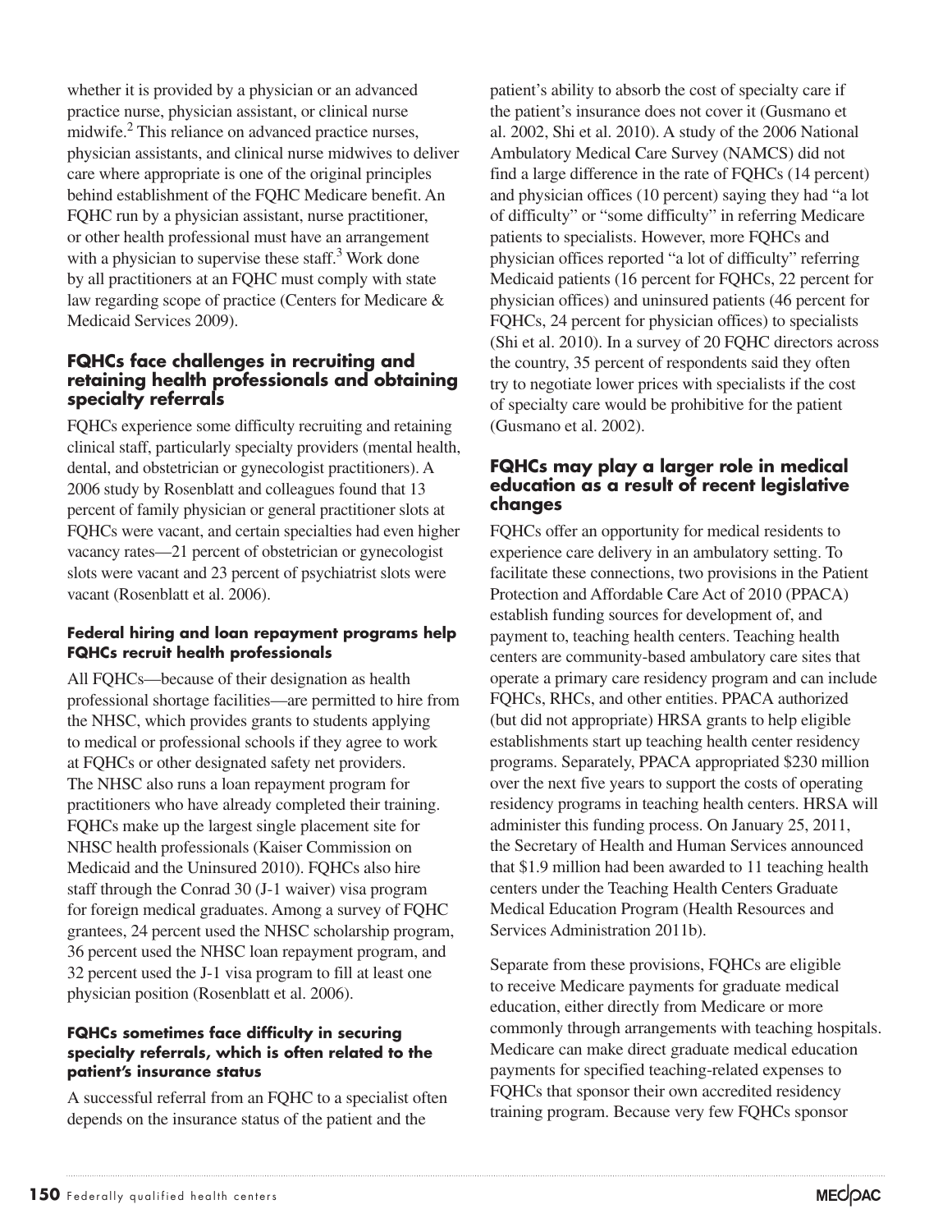whether it is provided by a physician or an advanced practice nurse, physician assistant, or clinical nurse midwife.[2] This reliance on advanced practice nurses, physician assistants, and clinical nurse midwives to deliver care where appropriate is one of the original principles behind establishment of the FQHC Medicare benefit. An FQHC run by a physician assistant, nurse practitioner, or other health professional must have an arrangement with a physician to supervise these staff.[3] Work done by all practitioners at an FQHC must comply with state law regarding scope of practice (Centers for Medicare & Medicaid Services 2009).

## FQHCs face challenges in recruiting and retaining health professionals and obtaining specialty referrals

FQHCs experience some difficulty recruiting and retaining clinical staff, particularly specialty providers (mental health, dental, and obstetrician or gynecologist practitioners). A 2006 study by Rosenblatt and colleagues found that 13 percent of family physician or general practitioner slots at FQHCs were vacant, and certain specialties had even higher vacancy rates—21 percent of obstetrician or gynecologist slots were vacant and 23 percent of psychiatrist slots were vacant (Rosenblatt et al. 2006).

### Federal hiring and loan repayment programs help FQHCs recruit health professionals

All FQHCs—because of their designation as health professional shortage facilities—are permitted to hire from the NHSC, which provides grants to students applying to medical or professional schools if they agree to work at FQHCs or other designated safety net providers. The NHSC also runs a loan repayment program for practitioners who have already completed their training. FQHCs make up the largest single placement site for NHSC health professionals (Kaiser Commission on Medicaid and the Uninsured 2010). FQHCs also hire staff through the Conrad 30 (J-1 waiver) visa program for foreign medical graduates. Among a survey of FQHC grantees, 24 percent used the NHSC scholarship program, 36 percent used the NHSC loan repayment program, and 32 percent used the J-1 visa program to fill at least one physician position (Rosenblatt et al. 2006).

### FQHCs sometimes face difficulty in securing specialty referrals, which is often related to the patient's insurance status

A successful referral from an FQHC to a specialist often depends on the insurance status of the patient and the patient's ability to absorb the cost of specialty care if the patient's insurance does not cover it (Gusmano et al. 2002, Shi et al. 2010). A study of the 2006 National Ambulatory Medical Care Survey (NAMCS) did not find a large difference in the rate of FQHCs (14 percent) and physician offices (10 percent) saying they had "a lot of difficulty" or "some difficulty" in referring Medicare patients to specialists. However, more FQHCs and physician offices reported "a lot of difficulty" referring Medicaid patients (16 percent for FQHCs, 22 percent for physician offices) and uninsured patients (46 percent for FQHCs, 24 percent for physician offices) to specialists (Shi et al. 2010). In a survey of 20 FQHC directors across the country, 35 percent of respondents said they often try to negotiate lower prices with specialists if the cost of specialty care would be prohibitive for the patient (Gusmano et al. 2002).

## FQHCs may play a larger role in medical education as a result of recent legislative changes

FQHCs offer an opportunity for medical residents to experience care delivery in an ambulatory setting. To facilitate these connections, two provisions in the Patient Protection and Affordable Care Act of 2010 (PPACA) establish funding sources for development of, and payment to, teaching health centers. Teaching health centers are community-based ambulatory care sites that operate a primary care residency program and can include FQHCs, RHCs, and other entities. PPACA authorized (but did not appropriate) HRSA grants to help eligible establishments start up teaching health center residency programs. Separately, PPACA appropriated $230 million over the next five years to support the costs of operating residency programs in teaching health centers. HRSA will administer this funding process. On January 25, 2011, the Secretary of Health and Human Services announced that $1.9 million had been awarded to 11 teaching health centers under the Teaching Health Centers Graduate Medical Education Program (Health Resources and Services Administration 2011b).

Separate from these provisions, FQHCs are eligible to receive Medicare payments for graduate medical education, either directly from Medicare or more commonly through arrangements with teaching hospitals. Medicare can make direct graduate medical education payments for specified teaching-related expenses to FQHCs that sponsor their own accredited residency training program. Because very few FQHCs sponsor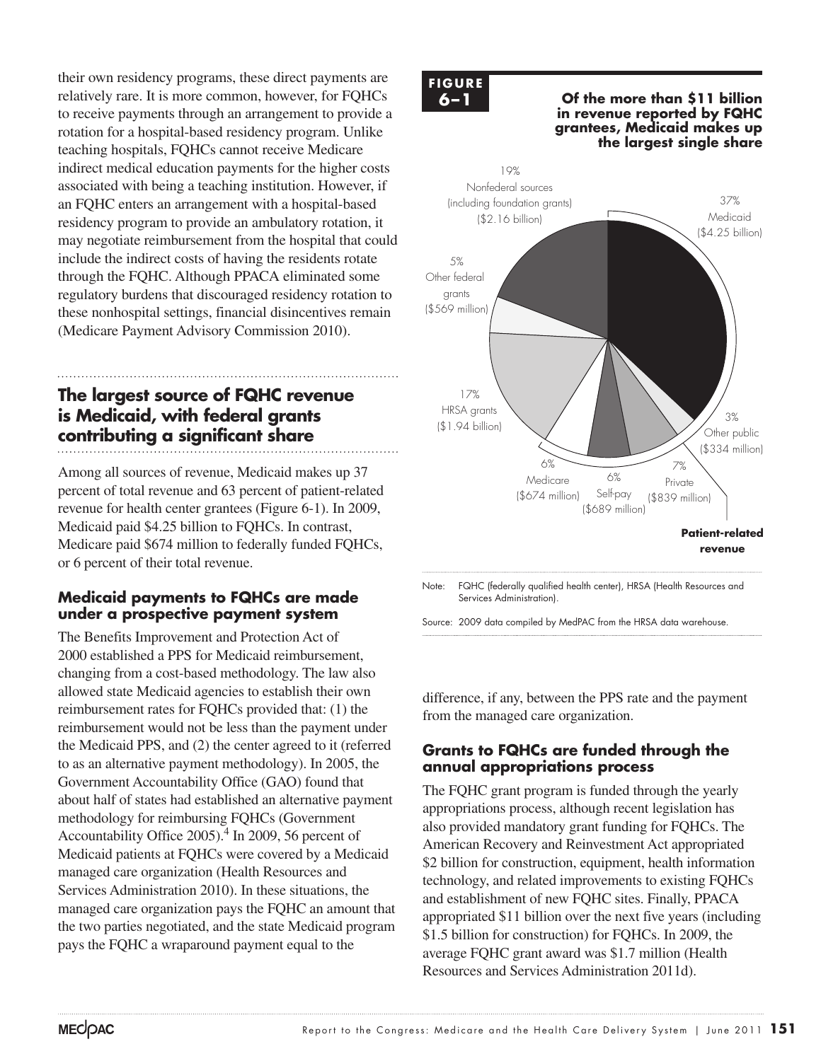their own residency programs, these direct payments are relatively rare. It is more common, however, for FQHCs to receive payments through an arrangement to provide a rotation for a hospital-based residency program. Unlike teaching hospitals, FQHCs cannot receive Medicare indirect medical education payments for the higher costs associated with being a teaching institution. However, if an FQHC enters an arrangement with a hospital-based residency program to provide an ambulatory rotation, it may negotiate reimbursement from the hospital that could include the indirect costs of having the residents rotate through the FQHC. Although PPACA eliminated some regulatory burdens that discouraged residency rotation to these nonhospital settings, financial disincentives remain (Medicare Payment Advisory Commission 2010).

## The largest source of FQHC revenue is Medicaid, with federal grants contributing a significant share

Among all sources of revenue, Medicaid makes up 37 percent of total revenue and 63 percent of patient-related revenue for health center grantees (Figure 6-1). In 2009, Medicaid paid $4.25 billion to FQHCs. In contrast, Medicare paid $674 million to federally funded FQHCs, or 6 percent of their total revenue.

### Medicaid payments to FQHCs are made under a prospective payment system

The Benefits Improvement and Protection Act of 2000 established a PPS for Medicaid reimbursement, changing from a cost-based methodology. The law also allowed state Medicaid agencies to establish their own reimbursement rates for FQHCs provided that: (1) the reimbursement would not be less than the payment under the Medicaid PPS, and (2) the center agreed to it (referred to as an alternative payment methodology). In 2005, the Government Accountability Office (GAO) found that about half of states had established an alternative payment methodology for reimbursing FQHCs (Government Accountability Office 2005).[4] In 2009, 56 percent of Medicaid patients at FQHCs were covered by a Medicaid managed care organization (Health Resources and Services Administration 2010). In these situations, the managed care organization pays the FQHC an amount that the two parties negotiated, and the state Medicaid program pays the FQHC a wraparound payment equal to the difference, if any, between the PPS rate and the payment from the managed care organization.

**FIGURE 6–1**

**Of the more than $11 billion in revenue reported by FQHC grantees, Medicaid makes up the largest single share**

| Revenue source | Share | Amount |
|---|---|---|
| Medicaid | 37% | $4.25 billion |
| Other public | 3% | $334 million |
| Private | 7% | $839 million |
| Self-pay | 6% | $689 million |
| Medicare | 6% | $674 million |
| HRSA grants | 17% | $1.94 billion |
| Other federal grants | 5% | $569 million |
| Nonfederal sources (including foundation grants) | 19% | $2.16 billion |

Patient-related revenue: Medicaid, Other public, Private, Self-pay, Medicare.

Note: FQHC (federally qualified health center), HRSA (Health Resources and Services Administration).

Source: 2009 data compiled by MedPAC from the HRSA data warehouse.

### Grants to FQHCs are funded through the annual appropriations process

The FQHC grant program is funded through the yearly appropriations process, although recent legislation has also provided mandatory grant funding for FQHCs. The American Recovery and Reinvestment Act appropriated $2 billion for construction, equipment, health information technology, and related improvements to existing FQHCs and establishment of new FQHC sites. Finally, PPACA appropriated $11 billion over the next five years (including $1.5 billion for construction) for FQHCs. In 2009, the average FQHC grant award was $1.7 million (Health Resources and Services Administration 2011d).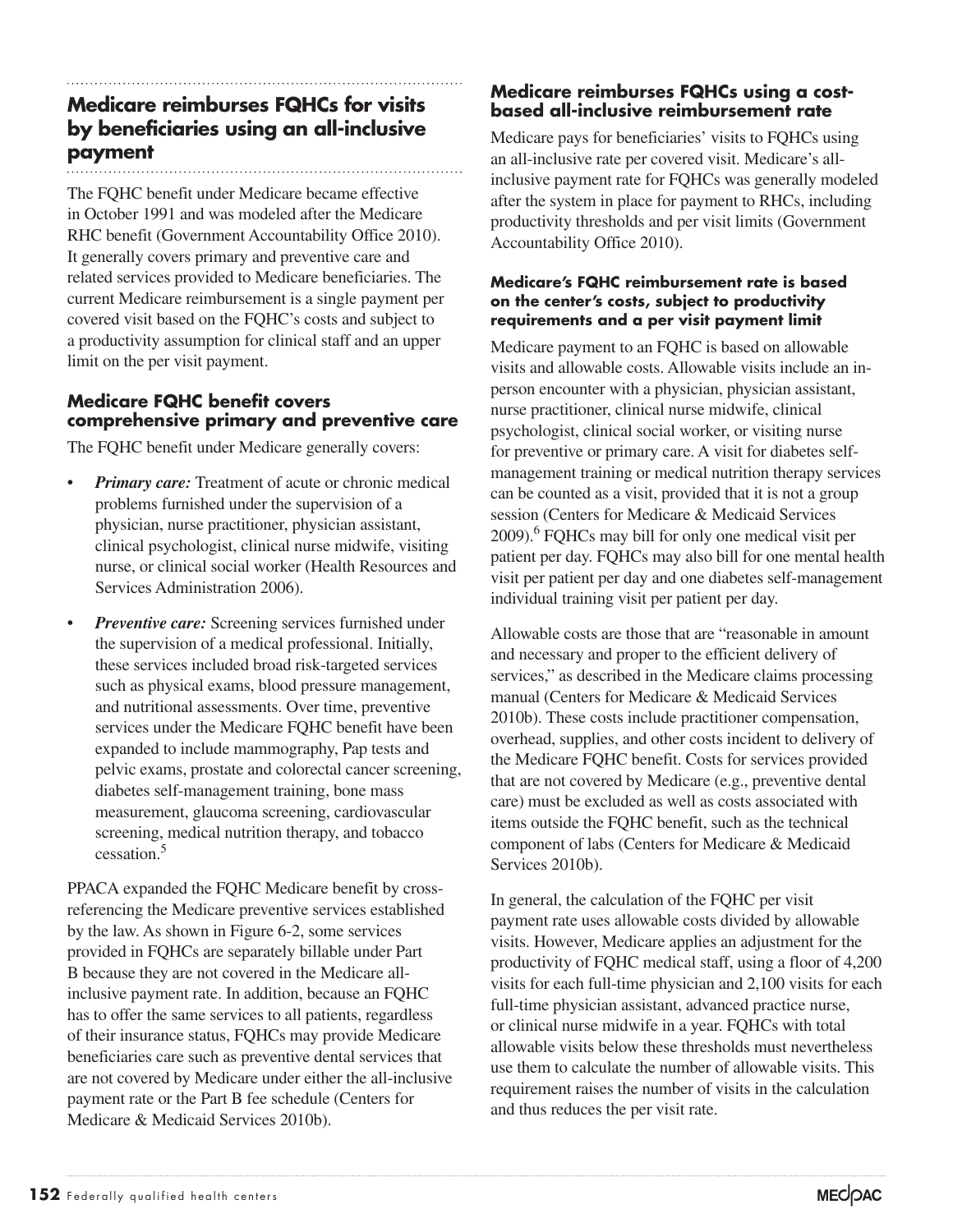## Medicare reimburses FQHCs for visits by beneficiaries using an all-inclusive payment

The FQHC benefit under Medicare became effective in October 1991 and was modeled after the Medicare RHC benefit (Government Accountability Office 2010). It generally covers primary and preventive care and related services provided to Medicare beneficiaries. The current Medicare reimbursement is a single payment per covered visit based on the FQHC's costs and subject to a productivity assumption for clinical staff and an upper limit on the per visit payment.

### Medicare FQHC benefit covers comprehensive primary and preventive care

The FQHC benefit under Medicare generally covers:

- ***Primary care:*** Treatment of acute or chronic medical problems furnished under the supervision of a physician, nurse practitioner, physician assistant, clinical psychologist, clinical nurse midwife, visiting nurse, or clinical social worker (Health Resources and Services Administration 2006).
- ***Preventive care:*** Screening services furnished under the supervision of a medical professional. Initially, these services included broad risk-targeted services such as physical exams, blood pressure management, and nutritional assessments. Over time, preventive services under the Medicare FQHC benefit have been expanded to include mammography, Pap tests and pelvic exams, prostate and colorectal cancer screening, diabetes self-management training, bone mass measurement, glaucoma screening, cardiovascular screening, medical nutrition therapy, and tobacco cessation.[5]

PPACA expanded the FQHC Medicare benefit by cross-referencing the Medicare preventive services established by the law. As shown in Figure 6-2, some services provided in FQHCs are separately billable under Part B because they are not covered in the Medicare all-inclusive payment rate. In addition, because an FQHC has to offer the same services to all patients, regardless of their insurance status, FQHCs may provide Medicare beneficiaries care such as preventive dental services that are not covered by Medicare under either the all-inclusive payment rate or the Part B fee schedule (Centers for Medicare & Medicaid Services 2010b).

### Medicare reimburses FQHCs using a cost-based all-inclusive reimbursement rate

Medicare pays for beneficiaries' visits to FQHCs using an all-inclusive rate per covered visit. Medicare's all-inclusive payment rate for FQHCs was generally modeled after the system in place for payment to RHCs, including productivity thresholds and per visit limits (Government Accountability Office 2010).

#### Medicare's FQHC reimbursement rate is based on the center's costs, subject to productivity requirements and a per visit payment limit

Medicare payment to an FQHC is based on allowable visits and allowable costs. Allowable visits include an in-person encounter with a physician, physician assistant, nurse practitioner, clinical nurse midwife, clinical psychologist, clinical social worker, or visiting nurse for preventive or primary care. A visit for diabetes self-management training or medical nutrition therapy services can be counted as a visit, provided that it is not a group session (Centers for Medicare & Medicaid Services 2009).[6] FQHCs may bill for only one medical visit per patient per day. FQHCs may also bill for one mental health visit per patient per day and one diabetes self-management individual training visit per patient per day.

Allowable costs are those that are "reasonable in amount and necessary and proper to the efficient delivery of services," as described in the Medicare claims processing manual (Centers for Medicare & Medicaid Services 2010b). These costs include practitioner compensation, overhead, supplies, and other costs incident to delivery of the Medicare FQHC benefit. Costs for services provided that are not covered by Medicare (e.g., preventive dental care) must be excluded as well as costs associated with items outside the FQHC benefit, such as the technical component of labs (Centers for Medicare & Medicaid Services 2010b).

In general, the calculation of the FQHC per visit payment rate uses allowable costs divided by allowable visits. However, Medicare applies an adjustment for the productivity of FQHC medical staff, using a floor of 4,200 visits for each full-time physician and 2,100 visits for each full-time physician assistant, advanced practice nurse, or clinical nurse midwife in a year. FQHCs with total allowable visits below these thresholds must nevertheless use them to calculate the number of allowable visits. This requirement raises the number of visits in the calculation and thus reduces the per visit rate.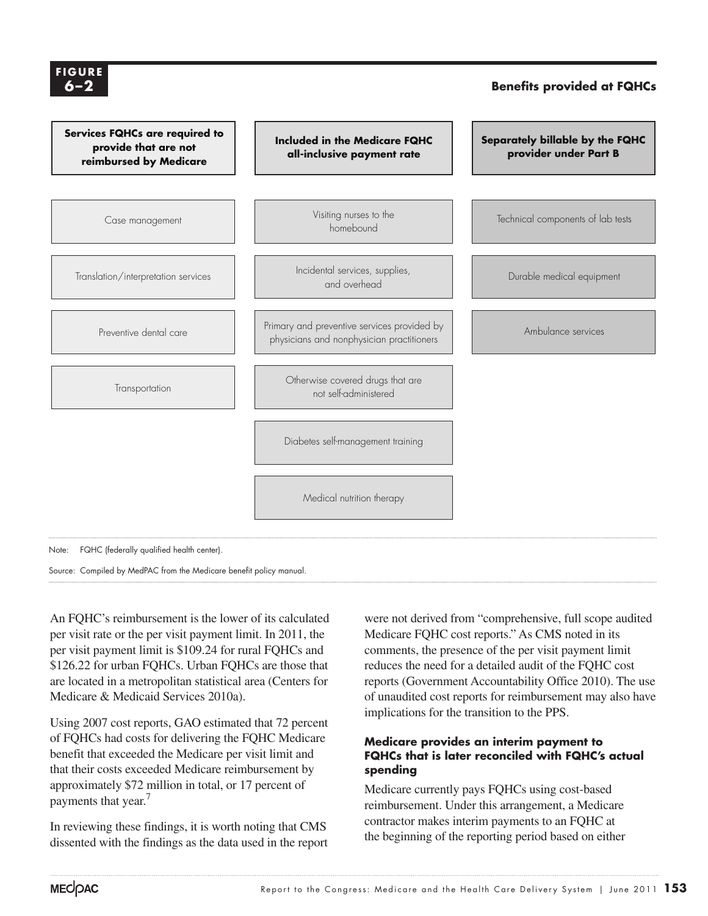**FIGURE 6–2**

**Benefits provided at FQHCs**

| Services FQHCs are required to provide that are not reimbursed by Medicare | Included in the Medicare FQHC all-inclusive payment rate | Separately billable by the FQHC provider under Part B |
|---|---|---|
| Case management | Visiting nurses to the homebound | Technical components of lab tests |
| Translation/interpretation services | Incidental services, supplies, and overhead | Durable medical equipment |
| Preventive dental care | Primary and preventive services provided by physicians and nonphysician practitioners | Ambulance services |
| Transportation | Otherwise covered drugs that are not self-administered | |
| | Diabetes self-management training | |
| | Medical nutrition therapy | |

Note: FQHC (federally qualified health center).

Source: Compiled by MedPAC from the Medicare benefit policy manual.

An FQHC's reimbursement is the lower of its calculated per visit rate or the per visit payment limit. In 2011, the per visit payment limit is $109.24 for rural FQHCs and $126.22 for urban FQHCs. Urban FQHCs are those that are located in a metropolitan statistical area (Centers for Medicare & Medicaid Services 2010a).

Using 2007 cost reports, GAO estimated that 72 percent of FQHCs had costs for delivering the FQHC Medicare benefit that exceeded the Medicare per visit limit and that their costs exceeded Medicare reimbursement by approximately $72 million in total, or 17 percent of payments that year.[7]

In reviewing these findings, it is worth noting that CMS dissented with the findings as the data used in the report were not derived from "comprehensive, full scope audited Medicare FQHC cost reports." As CMS noted in its comments, the presence of the per visit payment limit reduces the need for a detailed audit of the FQHC cost reports (Government Accountability Office 2010). The use of unaudited cost reports for reimbursement may also have implications for the transition to the PPS.

### Medicare provides an interim payment to FQHCs that is later reconciled with FQHC's actual spending

Medicare currently pays FQHCs using cost-based reimbursement. Under this arrangement, a Medicare contractor makes interim payments to an FQHC at the beginning of the reporting period based on either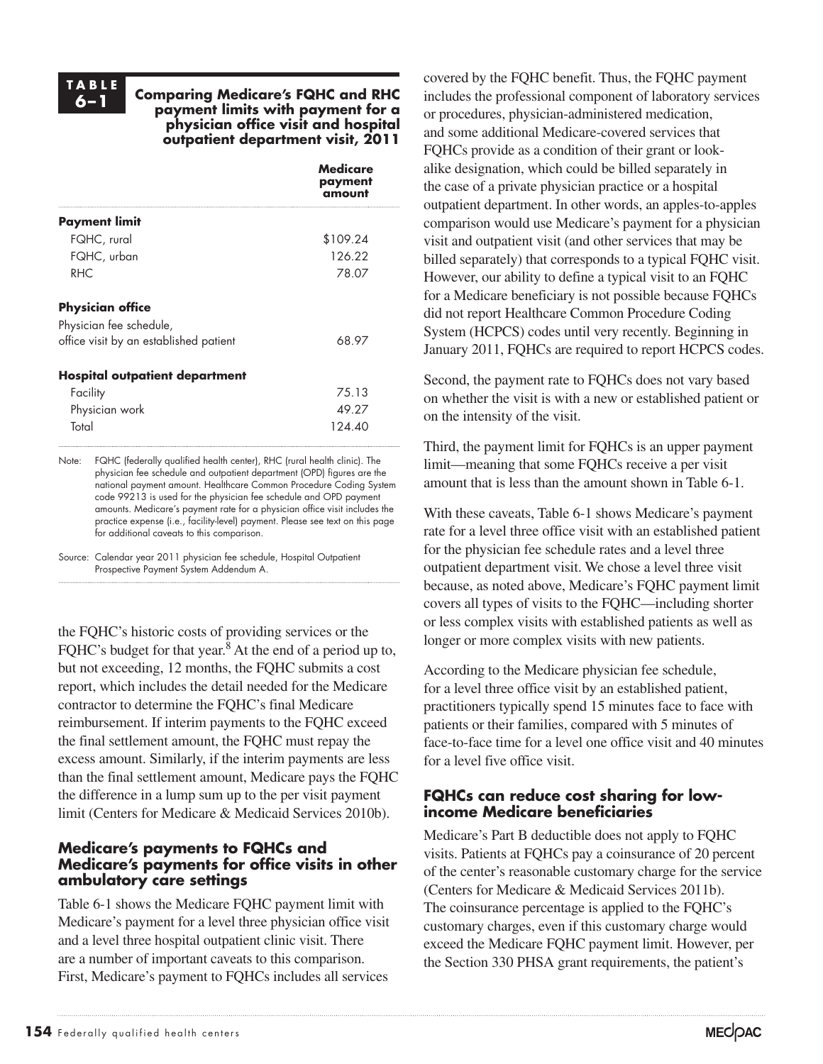**TABLE 6–1 Comparing Medicare's FQHC and RHC payment limits with payment for a physician office visit and hospital outpatient department visit, 2011**

| | Medicare payment amount |
|---|---|
| **Payment limit** | |
| FQHC, rural | $109.24 |
| FQHC, urban | 126.22 |
| RHC | 78.07 |
| **Physician office** | |
| Physician fee schedule, office visit by an established patient | 68.97 |
| **Hospital outpatient department** | |
| Facility | 75.13 |
| Physician work | 49.27 |
| Total | 124.40 |

Note: FQHC (federally qualified health center), RHC (rural health clinic). The physician fee schedule and outpatient department (OPD) figures are the national payment amount. Healthcare Common Procedure Coding System code 99213 is used for the physician fee schedule and OPD payment amounts. Medicare's payment rate for a physician office visit includes the practice expense (i.e., facility-level) payment. Please see text on this page for additional caveats to this comparison.

Source: Calendar year 2011 physician fee schedule, Hospital Outpatient Prospective Payment System Addendum A.

the FQHC's historic costs of providing services or the FQHC's budget for that year.[8] At the end of a period up to, but not exceeding, 12 months, the FQHC submits a cost report, which includes the detail needed for the Medicare contractor to determine the FQHC's final Medicare reimbursement. If interim payments to the FQHC exceed the final settlement amount, the FQHC must repay the excess amount. Similarly, if the interim payments are less than the final settlement amount, Medicare pays the FQHC the difference in a lump sum up to the per visit payment limit (Centers for Medicare & Medicaid Services 2010b).

### Medicare's payments to FQHCs and Medicare's payments for office visits in other ambulatory care settings

Table 6-1 shows the Medicare FQHC payment limit with Medicare's payment for a level three physician office visit and a level three hospital outpatient clinic visit. There are a number of important caveats to this comparison. First, Medicare's payment to FQHCs includes all services covered by the FQHC benefit. Thus, the FQHC payment includes the professional component of laboratory services or procedures, physician-administered medication, and some additional Medicare-covered services that FQHCs provide as a condition of their grant or look-alike designation, which could be billed separately in the case of a private physician practice or a hospital outpatient department. In other words, an apples-to-apples comparison would use Medicare's payment for a physician visit and outpatient visit (and other services that may be billed separately) that corresponds to a typical FQHC visit. However, our ability to define a typical visit to an FQHC for a Medicare beneficiary is not possible because FQHCs did not report Healthcare Common Procedure Coding System (HCPCS) codes until very recently. Beginning in January 2011, FQHCs are required to report HCPCS codes.

Second, the payment rate to FQHCs does not vary based on whether the visit is with a new or established patient or on the intensity of the visit.

Third, the payment limit for FQHCs is an upper payment limit—meaning that some FQHCs receive a per visit amount that is less than the amount shown in Table 6-1.

With these caveats, Table 6-1 shows Medicare's payment rate for a level three office visit with an established patient for the physician fee schedule rates and a level three outpatient department visit. We chose a level three visit because, as noted above, Medicare's FQHC payment limit covers all types of visits to the FQHC—including shorter or less complex visits with established patients as well as longer or more complex visits with new patients.

According to the Medicare physician fee schedule, for a level three office visit by an established patient, practitioners typically spend 15 minutes face to face with patients or their families, compared with 5 minutes of face-to-face time for a level one office visit and 40 minutes for a level five office visit.

### FQHCs can reduce cost sharing for low-income Medicare beneficiaries

Medicare's Part B deductible does not apply to FQHC visits. Patients at FQHCs pay a coinsurance of 20 percent of the center's reasonable customary charge for the service (Centers for Medicare & Medicaid Services 2011b). The coinsurance percentage is applied to the FQHC's customary charges, even if this customary charge would exceed the Medicare FQHC payment limit. However, per the Section 330 PHSA grant requirements, the patient's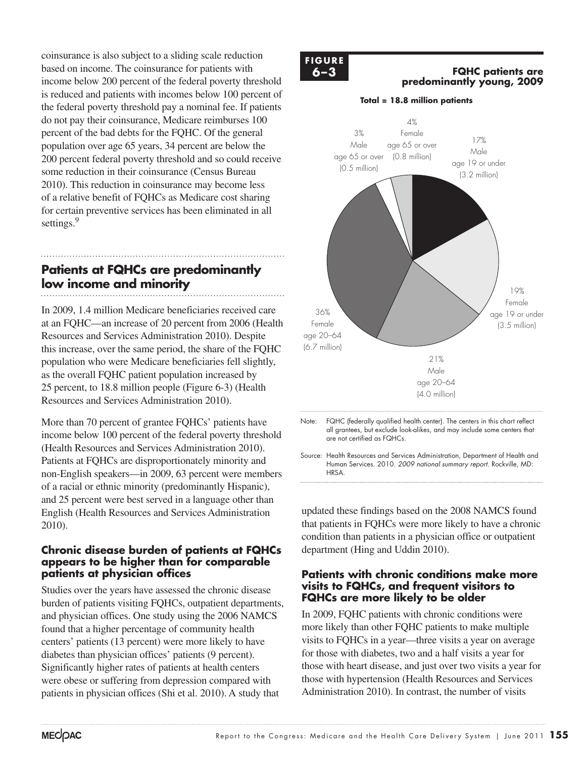coinsurance is also subject to a sliding scale reduction based on income. The coinsurance for patients with income below 200 percent of the federal poverty threshold is reduced and patients with incomes below 100 percent of the federal poverty threshold pay a nominal fee. If patients do not pay their coinsurance, Medicare reimburses 100 percent of the bad debts for the FQHC. Of the general population over age 65 years, 34 percent are below the 200 percent federal poverty threshold and so could receive some reduction in their coinsurance (Census Bureau 2010). This reduction in coinsurance may become less of a relative benefit of FQHCs as Medicare cost sharing for certain preventive services has been eliminated in all settings.[9]

## Patients at FQHCs are predominantly low income and minority

In 2009, 1.4 million Medicare beneficiaries received care at an FQHC—an increase of 20 percent from 2006 (Health Resources and Services Administration 2010). Despite this increase, over the same period, the share of the FQHC population who were Medicare beneficiaries fell slightly, as the overall FQHC patient population increased by 25 percent, to 18.8 million people (Figure 6-3) (Health Resources and Services Administration 2010).

More than 70 percent of grantee FQHCs' patients have income below 100 percent of the federal poverty threshold (Health Resources and Services Administration 2010). Patients at FQHCs are disproportionately minority and non-English speakers—in 2009, 63 percent were members of a racial or ethnic minority (predominantly Hispanic), and 25 percent were best served in a language other than English (Health Resources and Services Administration 2010).

### Chronic disease burden of patients at FQHCs appears to be higher than for comparable patients at physician offices

Studies over the years have assessed the chronic disease burden of patients visiting FQHCs, outpatient departments, and physician offices. One study using the 2006 NAMCS found that a higher percentage of community health centers' patients (13 percent) were more likely to have diabetes than physician offices' patients (9 percent). Significantly higher rates of patients at health centers were obese or suffering from depression compared with patients in physician offices (Shi et al. 2010). A study that updated these findings based on the 2008 NAMCS found that patients in FQHCs were more likely to have a chronic condition than patients in a physician office or outpatient department (Hing and Uddin 2010).

**FIGURE 6–3**

**FQHC patients are predominantly young, 2009**

**Total = 18.8 million patients**

| Group | Share | Patients |
|---|---|---|
| Male age 19 or under | 17% | (3.2 million) |
| Female age 19 or under | 19% | (3.5 million) |
| Male age 20–64 | 21% | (4.0 million) |
| Female age 20–64 | 36% | (6.7 million) |
| Male age 65 or over | 3% | (0.5 million) |
| Female age 65 or over | 4% | (0.8 million) |

Note: FQHC (federally qualified health center). The centers in this chart reflect all grantees, but exclude look-alikes, and may include some centers that are not certified as FQHCs.

Source: Health Resources and Services Administration, Department of Health and Human Services. 2010. *2009 national summary report.* Rockville, MD: HRSA.

### Patients with chronic conditions make more visits to FQHCs, and frequent visitors to FQHCs are more likely to be older

In 2009, FQHC patients with chronic conditions were more likely than other FQHC patients to make multiple visits to FQHCs in a year—three visits a year on average for those with diabetes, two and a half visits a year for those with heart disease, and just over two visits a year for those with hypertension (Health Resources and Services Administration 2010). In contrast, the number of visits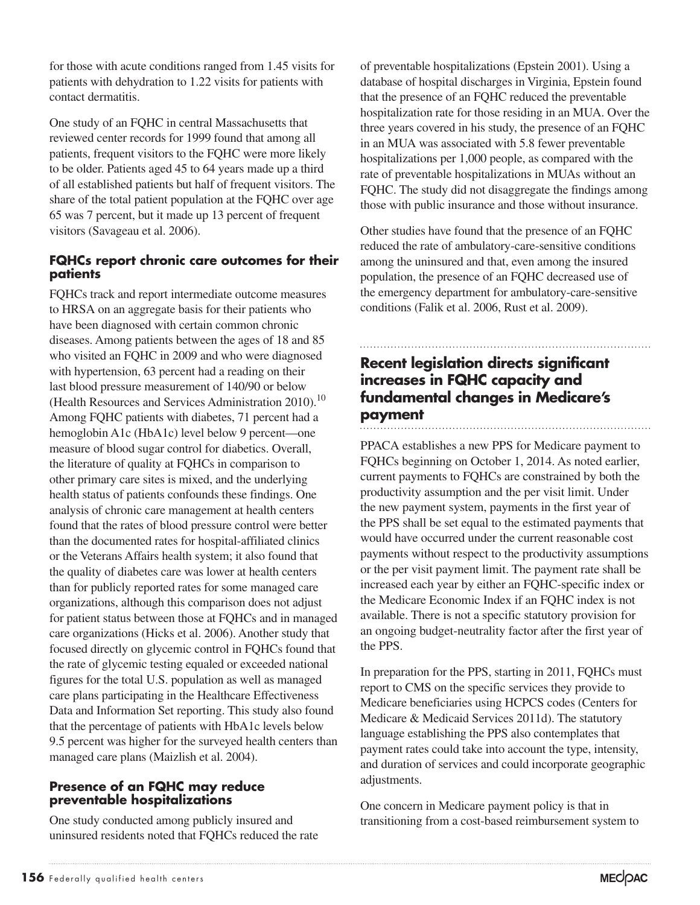for those with acute conditions ranged from 1.45 visits for patients with dehydration to 1.22 visits for patients with contact dermatitis.

One study of an FQHC in central Massachusetts that reviewed center records for 1999 found that among all patients, frequent visitors to the FQHC were more likely to be older. Patients aged 45 to 64 years made up a third of all established patients but half of frequent visitors. The share of the total patient population at the FQHC over age 65 was 7 percent, but it made up 13 percent of frequent visitors (Savageau et al. 2006).

### FQHCs report chronic care outcomes for their patients

FQHCs track and report intermediate outcome measures to HRSA on an aggregate basis for their patients who have been diagnosed with certain common chronic diseases. Among patients between the ages of 18 and 85 who visited an FQHC in 2009 and who were diagnosed with hypertension, 63 percent had a reading on their last blood pressure measurement of 140/90 or below (Health Resources and Services Administration 2010).[10] Among FQHC patients with diabetes, 71 percent had a hemoglobin A1c (HbA1c) level below 9 percent—one measure of blood sugar control for diabetics. Overall, the literature of quality at FQHCs in comparison to other primary care sites is mixed, and the underlying health status of patients confounds these findings. One analysis of chronic care management at health centers found that the rates of blood pressure control were better than the documented rates for hospital-affiliated clinics or the Veterans Affairs health system; it also found that the quality of diabetes care was lower at health centers than for publicly reported rates for some managed care organizations, although this comparison does not adjust for patient status between those at FQHCs and in managed care organizations (Hicks et al. 2006). Another study that focused directly on glycemic control in FQHCs found that the rate of glycemic testing equaled or exceeded national figures for the total U.S. population as well as managed care plans participating in the Healthcare Effectiveness Data and Information Set reporting. This study also found that the percentage of patients with HbA1c levels below 9.5 percent was higher for the surveyed health centers than managed care plans (Maizlish et al. 2004).

### Presence of an FQHC may reduce preventable hospitalizations

One study conducted among publicly insured and uninsured residents noted that FQHCs reduced the rate of preventable hospitalizations (Epstein 2001). Using a database of hospital discharges in Virginia, Epstein found that the presence of an FQHC reduced the preventable hospitalization rate for those residing in an MUA. Over the three years covered in his study, the presence of an FQHC in an MUA was associated with 5.8 fewer preventable hospitalizations per 1,000 people, as compared with the rate of preventable hospitalizations in MUAs without an FQHC. The study did not disaggregate the findings among those with public insurance and those without insurance.

Other studies have found that the presence of an FQHC reduced the rate of ambulatory-care-sensitive conditions among the uninsured and that, even among the insured population, the presence of an FQHC decreased use of the emergency department for ambulatory-care-sensitive conditions (Falik et al. 2006, Rust et al. 2009).

## Recent legislation directs significant increases in FQHC capacity and fundamental changes in Medicare's payment

PPACA establishes a new PPS for Medicare payment to FQHCs beginning on October 1, 2014. As noted earlier, current payments to FQHCs are constrained by both the productivity assumption and the per visit limit. Under the new payment system, payments in the first year of the PPS shall be set equal to the estimated payments that would have occurred under the current reasonable cost payments without respect to the productivity assumptions or the per visit payment limit. The payment rate shall be increased each year by either an FQHC-specific index or the Medicare Economic Index if an FQHC index is not available. There is not a specific statutory provision for an ongoing budget-neutrality factor after the first year of the PPS.

In preparation for the PPS, starting in 2011, FQHCs must report to CMS on the specific services they provide to Medicare beneficiaries using HCPCS codes (Centers for Medicare & Medicaid Services 2011d). The statutory language establishing the PPS also contemplates that payment rates could take into account the type, intensity, and duration of services and could incorporate geographic adjustments.

One concern in Medicare payment policy is that in transitioning from a cost-based reimbursement system to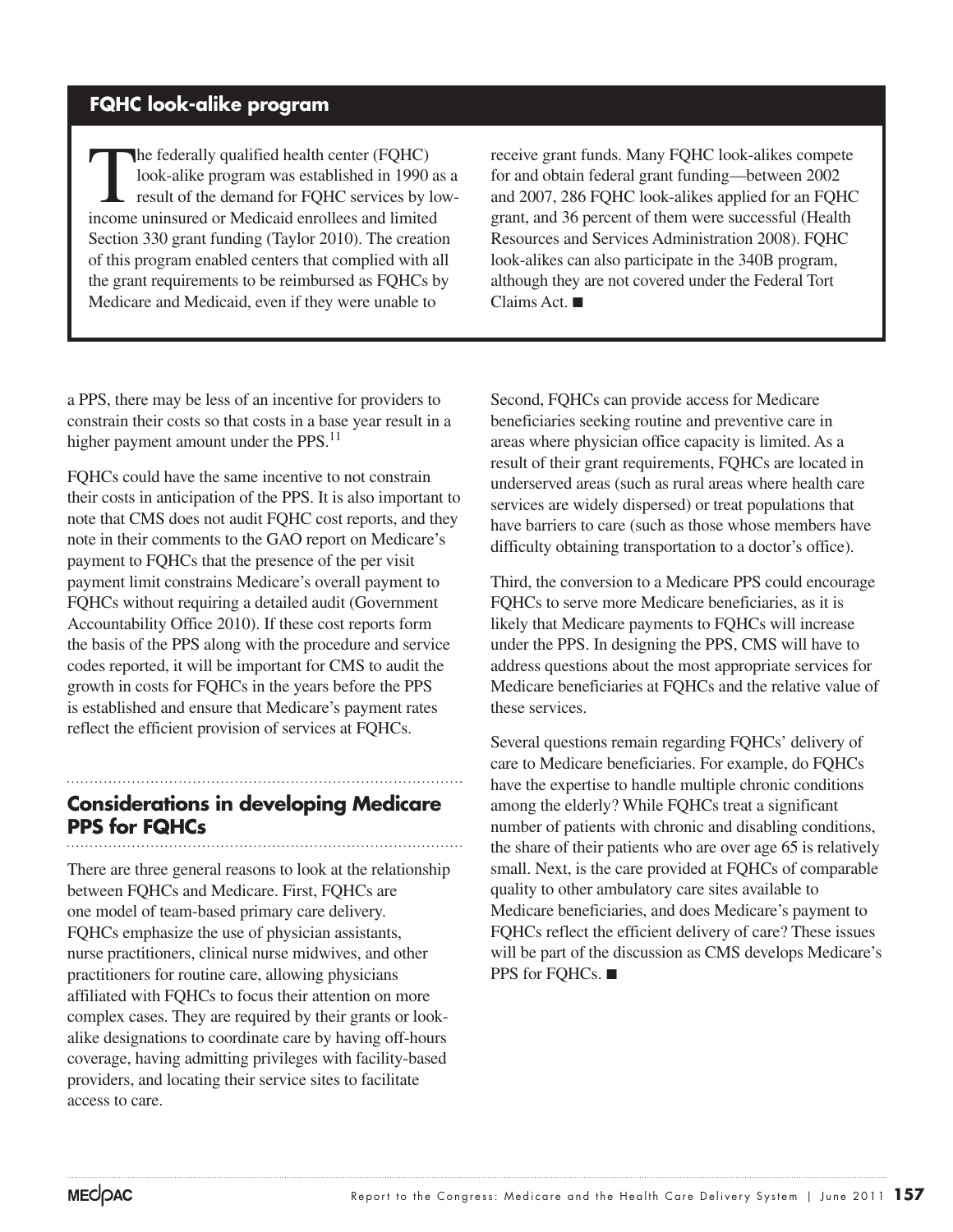## FQHC look-alike program

The federally qualified health center (FQHC) look-alike program was established in 1990 as a result of the demand for FQHC services by low-income uninsured or Medicaid enrollees and limited Section 330 grant funding (Taylor 2010). The creation of this program enabled centers that complied with all the grant requirements to be reimbursed as FQHCs by Medicare and Medicaid, even if they were unable to receive grant funds. Many FQHC look-alikes compete for and obtain federal grant funding—between 2002 and 2007, 286 FQHC look-alikes applied for an FQHC grant, and 36 percent of them were successful (Health Resources and Services Administration 2008). FQHC look-alikes can also participate in the 340B program, although they are not covered under the Federal Tort Claims Act. ■

a PPS, there may be less of an incentive for providers to constrain their costs so that costs in a base year result in a higher payment amount under the PPS.[11]

FQHCs could have the same incentive to not constrain their costs in anticipation of the PPS. It is also important to note that CMS does not audit FQHC cost reports, and they note in their comments to the GAO report on Medicare's payment to FQHCs that the presence of the per visit payment limit constrains Medicare's overall payment to FQHCs without requiring a detailed audit (Government Accountability Office 2010). If these cost reports form the basis of the PPS along with the procedure and service codes reported, it will be important for CMS to audit the growth in costs for FQHCs in the years before the PPS is established and ensure that Medicare's payment rates reflect the efficient provision of services at FQHCs.

## Considerations in developing Medicare PPS for FQHCs

There are three general reasons to look at the relationship between FQHCs and Medicare. First, FQHCs are one model of team-based primary care delivery. FQHCs emphasize the use of physician assistants, nurse practitioners, clinical nurse midwives, and other practitioners for routine care, allowing physicians affiliated with FQHCs to focus their attention on more complex cases. They are required by their grants or look-alike designations to coordinate care by having off-hours coverage, having admitting privileges with facility-based providers, and locating their service sites to facilitate access to care.

Second, FQHCs can provide access for Medicare beneficiaries seeking routine and preventive care in areas where physician office capacity is limited. As a result of their grant requirements, FQHCs are located in underserved areas (such as rural areas where health care services are widely dispersed) or treat populations that have barriers to care (such as those whose members have difficulty obtaining transportation to a doctor's office).

Third, the conversion to a Medicare PPS could encourage FQHCs to serve more Medicare beneficiaries, as it is likely that Medicare payments to FQHCs will increase under the PPS. In designing the PPS, CMS will have to address questions about the most appropriate services for Medicare beneficiaries at FQHCs and the relative value of these services.

Several questions remain regarding FQHCs' delivery of care to Medicare beneficiaries. For example, do FQHCs have the expertise to handle multiple chronic conditions among the elderly? While FQHCs treat a significant number of patients with chronic and disabling conditions, the share of their patients who are over age 65 is relatively small. Next, is the care provided at FQHCs of comparable quality to other ambulatory care sites available to Medicare beneficiaries, and does Medicare's payment to FQHCs reflect the efficient delivery of care? These issues will be part of the discussion as CMS develops Medicare's PPS for FQHCs. ■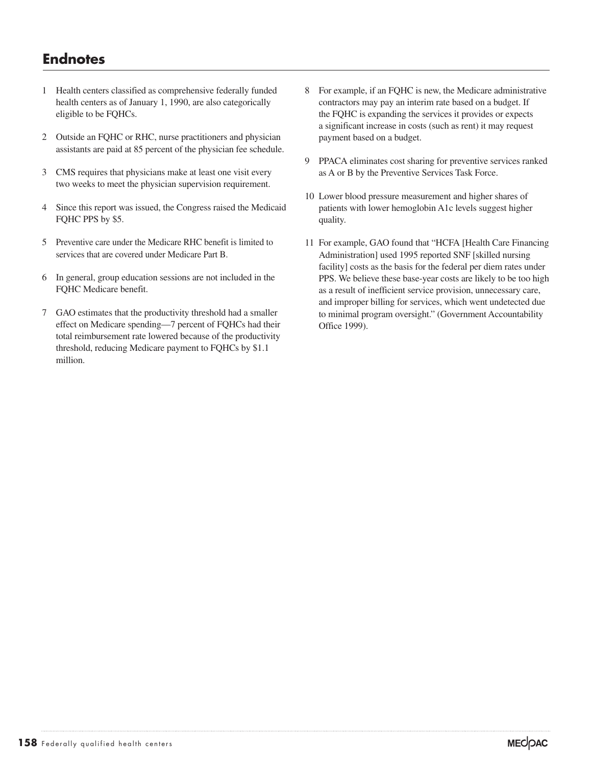## Endnotes

1. Health centers classified as comprehensive federally funded health centers as of January 1, 1990, are also categorically eligible to be FQHCs.
2. Outside an FQHC or RHC, nurse practitioners and physician assistants are paid at 85 percent of the physician fee schedule.
3. CMS requires that physicians make at least one visit every two weeks to meet the physician supervision requirement.
4. Since this report was issued, the Congress raised the Medicaid FQHC PPS by $5.
5. Preventive care under the Medicare RHC benefit is limited to services that are covered under Medicare Part B.
6. In general, group education sessions are not included in the FQHC Medicare benefit.
7. GAO estimates that the productivity threshold had a smaller effect on Medicare spending—7 percent of FQHCs had their total reimbursement rate lowered because of the productivity threshold, reducing Medicare payment to FQHCs by $1.1 million.
8. For example, if an FQHC is new, the Medicare administrative contractors may pay an interim rate based on a budget. If the FQHC is expanding the services it provides or expects a significant increase in costs (such as rent) it may request payment based on a budget.
9. PPACA eliminates cost sharing for preventive services ranked as A or B by the Preventive Services Task Force.
10. Lower blood pressure measurement and higher shares of patients with lower hemoglobin A1c levels suggest higher quality.
11. For example, GAO found that "HCFA [Health Care Financing Administration] used 1995 reported SNF [skilled nursing facility] costs as the basis for the federal per diem rates under PPS. We believe these base-year costs are likely to be too high as a result of inefficient service provision, unnecessary care, and improper billing for services, which went undetected due to minimal program oversight." (Government Accountability Office 1999).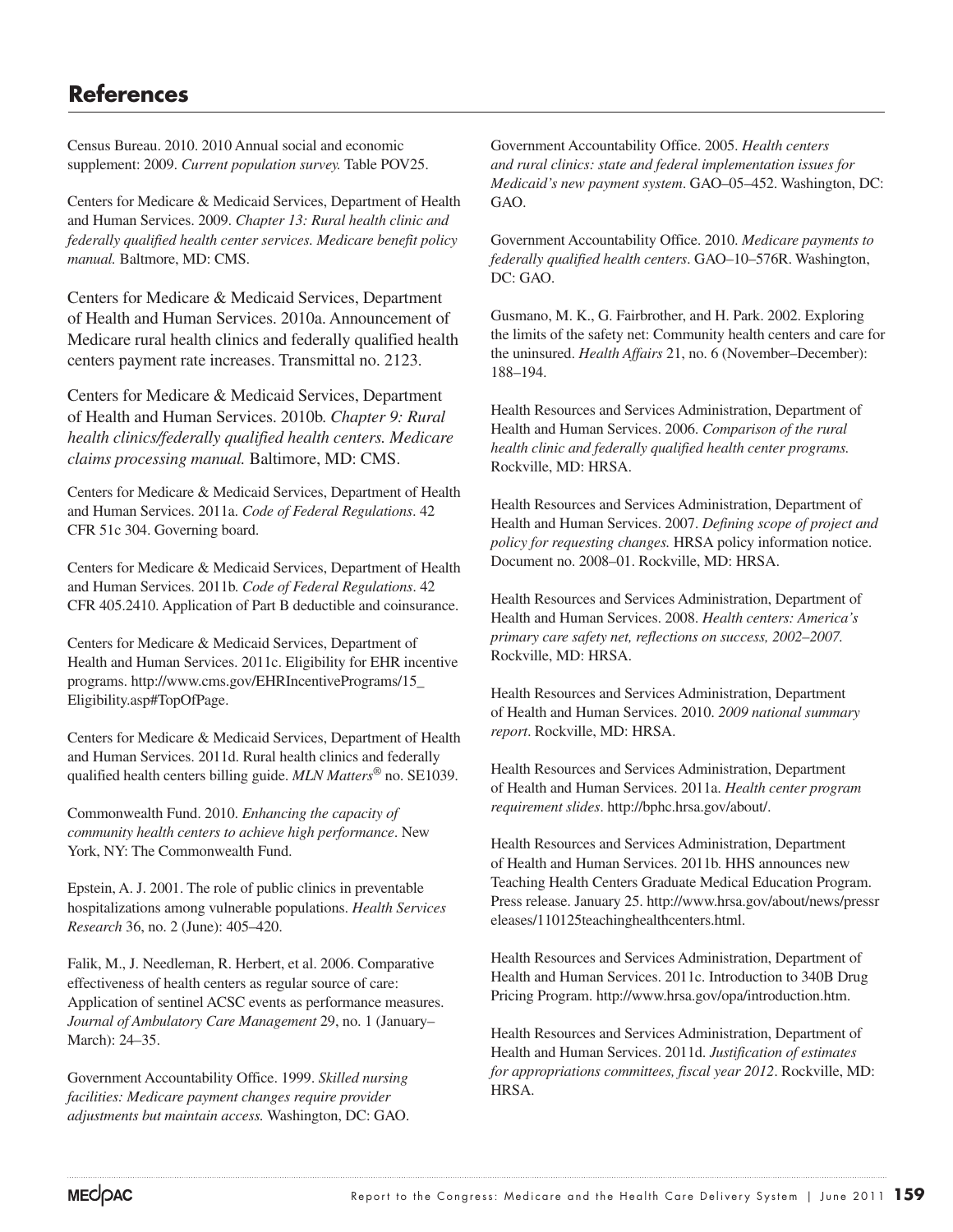# References

Census Bureau. 2010. 2010 Annual social and economic supplement: 2009. *Current population survey.* Table POV25.

Centers for Medicare & Medicaid Services, Department of Health and Human Services. 2009. *Chapter 13: Rural health clinic and federally qualified health center services. Medicare benefit policy manual.* Baltmore, MD: CMS.

Centers for Medicare & Medicaid Services, Department of Health and Human Services. 2010a. Announcement of Medicare rural health clinics and federally qualified health centers payment rate increases. Transmittal no. 2123.

Centers for Medicare & Medicaid Services, Department of Health and Human Services. 2010b. *Chapter 9: Rural health clinics/federally qualified health centers. Medicare claims processing manual.* Baltimore, MD: CMS.

Centers for Medicare & Medicaid Services, Department of Health and Human Services. 2011a. *Code of Federal Regulations*. 42 CFR 51c 304. Governing board.

Centers for Medicare & Medicaid Services, Department of Health and Human Services. 2011b. *Code of Federal Regulations*. 42 CFR 405.2410. Application of Part B deductible and coinsurance.

Centers for Medicare & Medicaid Services, Department of Health and Human Services. 2011c. Eligibility for EHR incentive programs. http://www.cms.gov/EHRIncentivePrograms/15_Eligibility.asp#TopOfPage.

Centers for Medicare & Medicaid Services, Department of Health and Human Services. 2011d. Rural health clinics and federally qualified health centers billing guide. *MLN Matters*® no. SE1039.

Commonwealth Fund. 2010. *Enhancing the capacity of community health centers to achieve high performance*. New York, NY: The Commonwealth Fund.

Epstein, A. J. 2001. The role of public clinics in preventable hospitalizations among vulnerable populations. *Health Services Research* 36, no. 2 (June): 405–420.

Falik, M., J. Needleman, R. Herbert, et al. 2006. Comparative effectiveness of health centers as regular source of care: Application of sentinel ACSC events as performance measures. *Journal of Ambulatory Care Management* 29, no. 1 (January–March): 24–35.

Government Accountability Office. 1999. *Skilled nursing facilities: Medicare payment changes require provider adjustments but maintain access.* Washington, DC: GAO.

Government Accountability Office. 2005. *Health centers and rural clinics: state and federal implementation issues for Medicaid's new payment system*. GAO–05–452. Washington, DC: GAO.

Government Accountability Office. 2010. *Medicare payments to federally qualified health centers*. GAO–10–576R. Washington, DC: GAO.

Gusmano, M. K., G. Fairbrother, and H. Park. 2002. Exploring the limits of the safety net: Community health centers and care for the uninsured. *Health Affairs* 21, no. 6 (November–December): 188–194.

Health Resources and Services Administration, Department of Health and Human Services. 2006. *Comparison of the rural health clinic and federally qualified health center programs.* Rockville, MD: HRSA.

Health Resources and Services Administration, Department of Health and Human Services. 2007. *Defining scope of project and policy for requesting changes.* HRSA policy information notice. Document no. 2008–01. Rockville, MD: HRSA.

Health Resources and Services Administration, Department of Health and Human Services. 2008. *Health centers: America's primary care safety net, reflections on success, 2002–2007.* Rockville, MD: HRSA.

Health Resources and Services Administration, Department of Health and Human Services. 2010. *2009 national summary report*. Rockville, MD: HRSA.

Health Resources and Services Administration, Department of Health and Human Services. 2011a. *Health center program requirement slides*. http://bphc.hrsa.gov/about/.

Health Resources and Services Administration, Department of Health and Human Services. 2011b. HHS announces new Teaching Health Centers Graduate Medical Education Program. Press release. January 25. http://www.hrsa.gov/about/news/pressreleases/110125teachinghealthcenters.html.

Health Resources and Services Administration, Department of Health and Human Services. 2011c. Introduction to 340B Drug Pricing Program. http://www.hrsa.gov/opa/introduction.htm.

Health Resources and Services Administration, Department of Health and Human Services. 2011d. *Justification of estimates for appropriations committees, fiscal year 2012*. Rockville, MD: HRSA.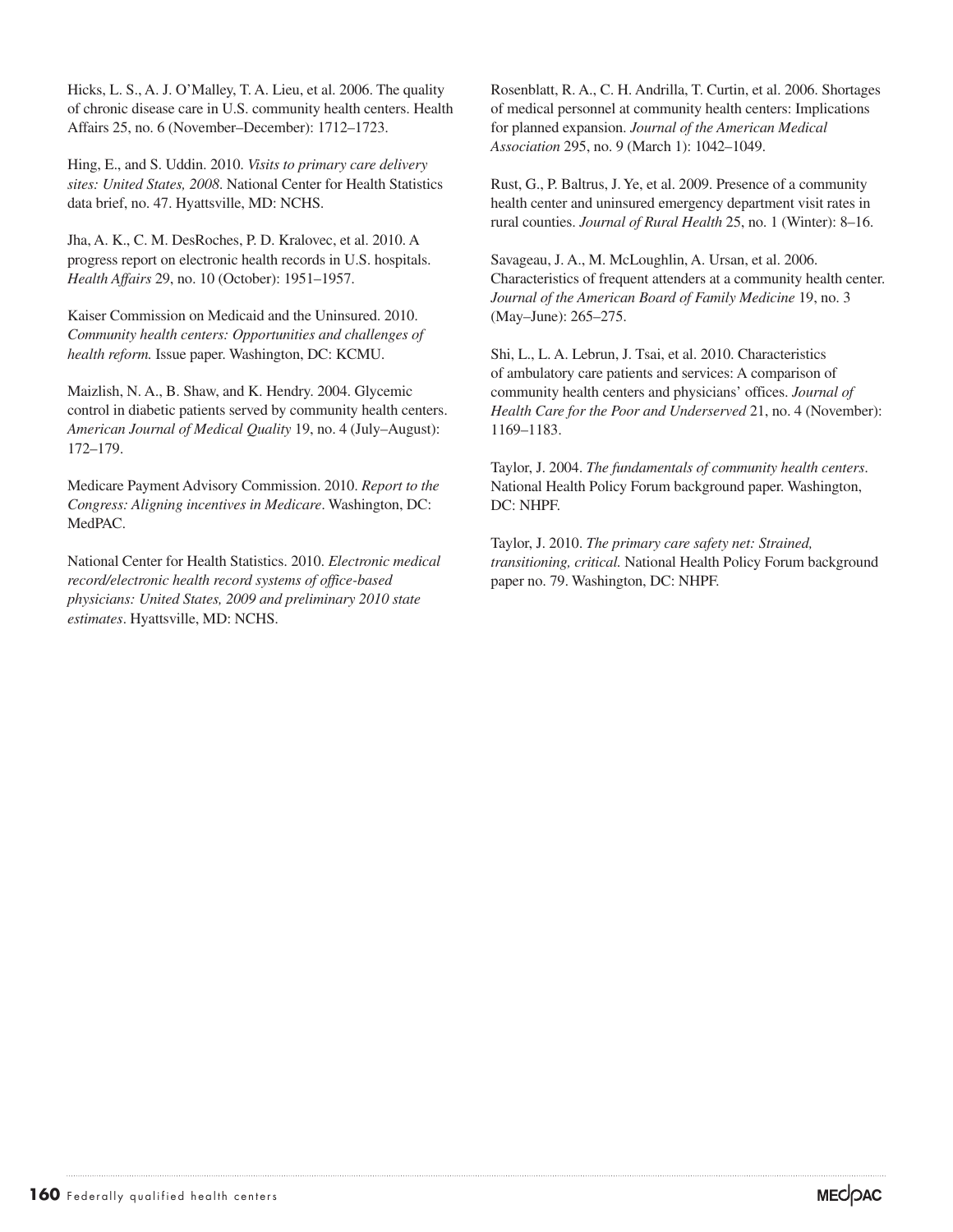Hicks, L. S., A. J. O'Malley, T. A. Lieu, et al. 2006. The quality of chronic disease care in U.S. community health centers. Health Affairs 25, no. 6 (November–December): 1712–1723.

Hing, E., and S. Uddin. 2010. *Visits to primary care delivery sites: United States, 2008*. National Center for Health Statistics data brief, no. 47. Hyattsville, MD: NCHS.

Jha, A. K., C. M. DesRoches, P. D. Kralovec, et al. 2010. A progress report on electronic health records in U.S. hospitals. *Health Affairs* 29, no. 10 (October): 1951–1957.

Kaiser Commission on Medicaid and the Uninsured. 2010. *Community health centers: Opportunities and challenges of health reform.* Issue paper. Washington, DC: KCMU.

Maizlish, N. A., B. Shaw, and K. Hendry. 2004. Glycemic control in diabetic patients served by community health centers. *American Journal of Medical Quality* 19, no. 4 (July–August): 172–179.

Medicare Payment Advisory Commission. 2010. *Report to the Congress: Aligning incentives in Medicare*. Washington, DC: MedPAC.

National Center for Health Statistics. 2010. *Electronic medical record/electronic health record systems of office-based physicians: United States, 2009 and preliminary 2010 state estimates*. Hyattsville, MD: NCHS.

Rosenblatt, R. A., C. H. Andrilla, T. Curtin, et al. 2006. Shortages of medical personnel at community health centers: Implications for planned expansion. *Journal of the American Medical Association* 295, no. 9 (March 1): 1042–1049.

Rust, G., P. Baltrus, J. Ye, et al. 2009. Presence of a community health center and uninsured emergency department visit rates in rural counties. *Journal of Rural Health* 25, no. 1 (Winter): 8–16.

Savageau, J. A., M. McLoughlin, A. Ursan, et al. 2006. Characteristics of frequent attenders at a community health center. *Journal of the American Board of Family Medicine* 19, no. 3 (May–June): 265–275.

Shi, L., L. A. Lebrun, J. Tsai, et al. 2010. Characteristics of ambulatory care patients and services: A comparison of community health centers and physicians' offices. *Journal of Health Care for the Poor and Underserved* 21, no. 4 (November): 1169–1183.

Taylor, J. 2004. *The fundamentals of community health centers*. National Health Policy Forum background paper. Washington, DC: NHPF.

Taylor, J. 2010. *The primary care safety net: Strained, transitioning, critical.* National Health Policy Forum background paper no. 79. Washington, DC: NHPF.